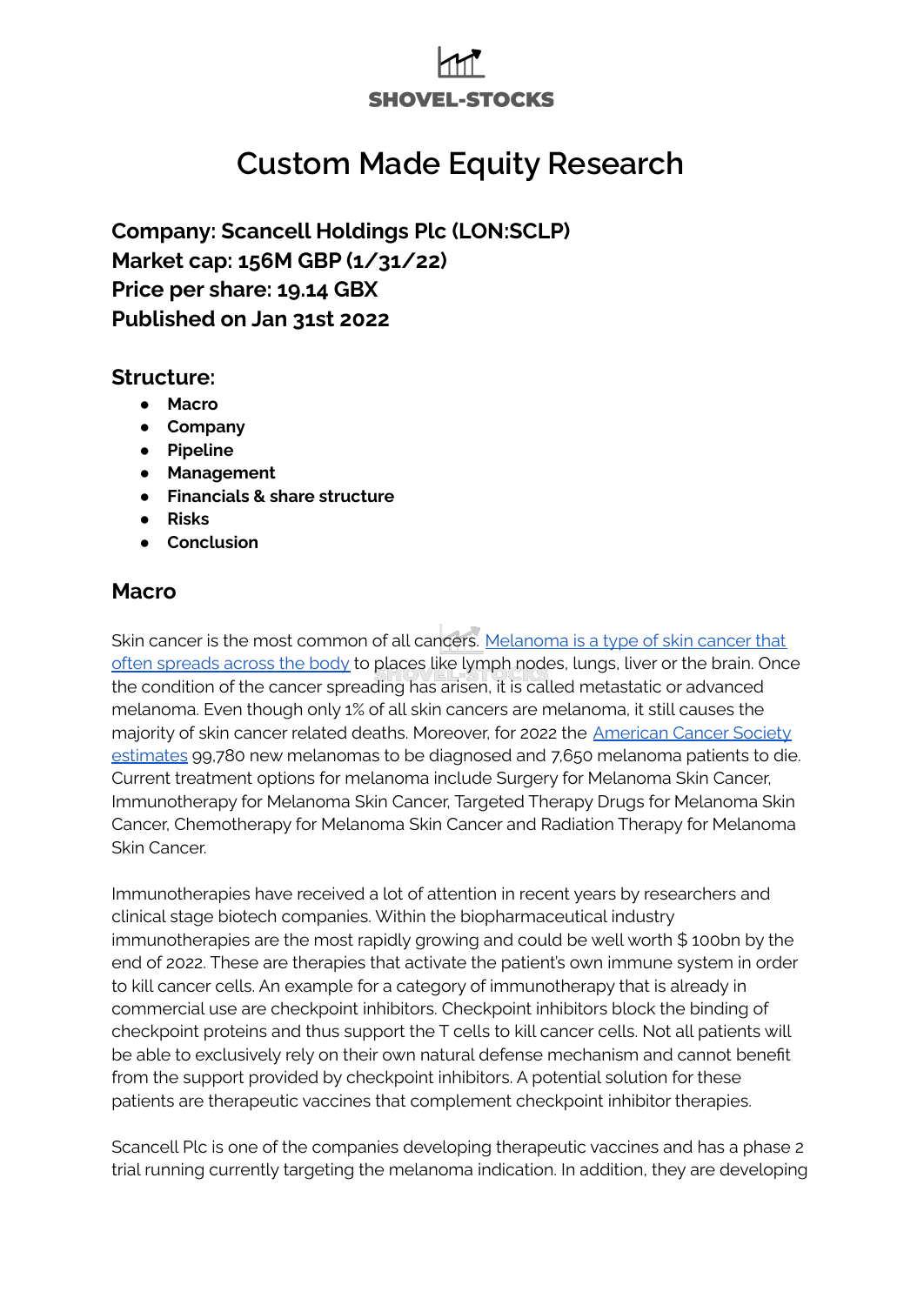SHOVEL-STOCKS

# Custom Made Equity Research

**Company: Scancell Holdings Plc (LON:SCLP)**
**Market cap: 156M GBP (1/31/22)**
**Price per share: 19.14 GBX**
**Published on Jan 31st 2022**

## Structure:

- **Macro**
- **Company**
- **Pipeline**
- **Management**
- **Financials & share structure**
- **Risks**
- **Conclusion**

## Macro

Skin cancer is the most common of all cancers. Melanoma is a type of skin cancer that often spreads across the body to places like lymph nodes, lungs, liver or the brain. Once the condition of the cancer spreading has arisen, it is called metastatic or advanced melanoma. Even though only 1% of all skin cancers are melanoma, it still causes the majority of skin cancer related deaths. Moreover, for 2022 the American Cancer Society estimates 99,780 new melanomas to be diagnosed and 7,650 melanoma patients to die. Current treatment options for melanoma include Surgery for Melanoma Skin Cancer, Immunotherapy for Melanoma Skin Cancer, Targeted Therapy Drugs for Melanoma Skin Cancer, Chemotherapy for Melanoma Skin Cancer and Radiation Therapy for Melanoma Skin Cancer.

Immunotherapies have received a lot of attention in recent years by researchers and clinical stage biotech companies. Within the biopharmaceutical industry immunotherapies are the most rapidly growing and could be well worth $ 100bn by the end of 2022. These are therapies that activate the patient's own immune system in order to kill cancer cells. An example for a category of immunotherapy that is already in commercial use are checkpoint inhibitors. Checkpoint inhibitors block the binding of checkpoint proteins and thus support the T cells to kill cancer cells. Not all patients will be able to exclusively rely on their own natural defense mechanism and cannot benefit from the support provided by checkpoint inhibitors. A potential solution for these patients are therapeutic vaccines that complement checkpoint inhibitor therapies.

Scancell Plc is one of the companies developing therapeutic vaccines and has a phase 2 trial running currently targeting the melanoma indication. In addition, they are developing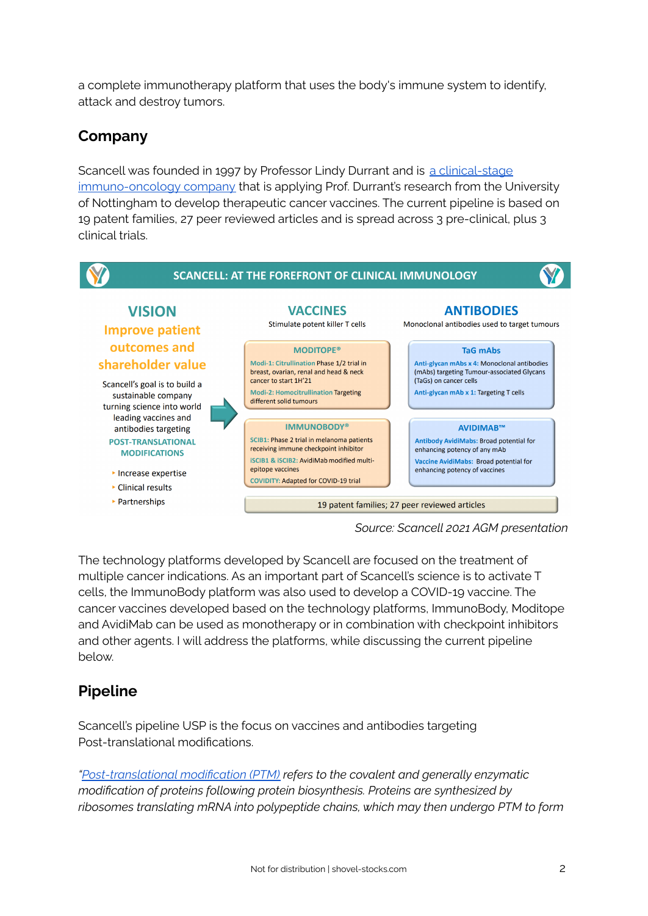a complete immunotherapy platform that uses the body's immune system to identify, attack and destroy tumors.

## Company

Scancell was founded in 1997 by Professor Lindy Durrant and is a clinical-stage immuno-oncology company that is applying Prof. Durrant's research from the University of Nottingham to develop therapeutic cancer vaccines. The current pipeline is based on 19 patent families, 27 peer reviewed articles and is spread across 3 pre-clinical, plus 3 clinical trials.

**SCANCELL: AT THE FOREFRONT OF CLINICAL IMMUNOLOGY**

**VISION**

**Improve patient outcomes and shareholder value**

Scancell's goal is to build a sustainable company turning science into world leading vaccines and antibodies targeting **POST-TRANSLATIONAL MODIFICATIONS**

- Increase expertise
- Clinical results
- Partnerships

**VACCINES**

Stimulate potent killer T cells

**MODITOPE®**

Modi-1: Citrullination Phase 1/2 trial in breast, ovarian, renal and head & neck cancer to start 1H'21

Modi-2: Homocitrullination Targeting different solid tumours

**IMMUNOBODY®**

SCIB1: Phase 2 trial in melanoma patients receiving immune checkpoint inhibitor

iSCIB1 & iSCIB2: AvidiMab modified multi-epitope vaccines

COVIDITY: Adapted for COVID-19 trial

**ANTIBODIES**

Monoclonal antibodies used to target tumours

**TaG mAbs**

Anti-glycan mAbs x 4: Monoclonal antibodies (mAbs) targeting Tumour-associated Glycans (TaGs) on cancer cells

Anti-glycan mAb x 1: Targeting T cells

**AVIDIMAB™**

Antibody AvidiMabs: Broad potential for enhancing potency of any mAb

Vaccine AvidiMabs: Broad potential for enhancing potency of vaccines

19 patent families; 27 peer reviewed articles

*Source: Scancell 2021 AGM presentation*

The technology platforms developed by Scancell are focused on the treatment of multiple cancer indications. As an important part of Scancell's science is to activate T cells, the ImmunoBody platform was also used to develop a COVID-19 vaccine. The cancer vaccines developed based on the technology platforms, ImmunoBody, Moditope and AvidiMab can be used as monotherapy or in combination with checkpoint inhibitors and other agents. I will address the platforms, while discussing the current pipeline below.

## Pipeline

Scancell's pipeline USP is the focus on vaccines and antibodies targeting Post-translational modifications.

*"Post-translational modification (PTM) refers to the covalent and generally enzymatic modification of proteins following protein biosynthesis. Proteins are synthesized by ribosomes translating mRNA into polypeptide chains, which may then undergo PTM to form*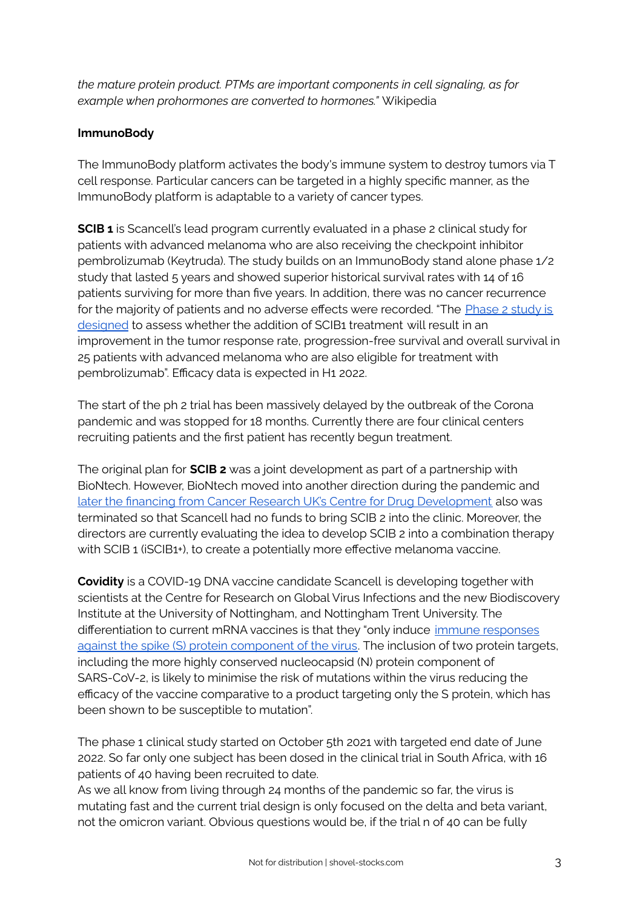*the mature protein product. PTMs are important components in cell signaling, as for example when prohormones are converted to hormones."* Wikipedia

**ImmunoBody**

The ImmunoBody platform activates the body's immune system to destroy tumors via T cell response. Particular cancers can be targeted in a highly specific manner, as the ImmunoBody platform is adaptable to a variety of cancer types.

**SCIB 1** is Scancell's lead program currently evaluated in a phase 2 clinical study for patients with advanced melanoma who are also receiving the checkpoint inhibitor pembrolizumab (Keytruda). The study builds on an ImmunoBody stand alone phase 1/2 study that lasted 5 years and showed superior historical survival rates with 14 of 16 patients surviving for more than five years. In addition, there was no cancer recurrence for the majority of patients and no adverse effects were recorded. "The Phase 2 study is designed to assess whether the addition of SCIB1 treatment will result in an improvement in the tumor response rate, progression-free survival and overall survival in 25 patients with advanced melanoma who are also eligible for treatment with pembrolizumab". Efficacy data is expected in H1 2022.

The start of the ph 2 trial has been massively delayed by the outbreak of the Corona pandemic and was stopped for 18 months. Currently there are four clinical centers recruiting patients and the first patient has recently begun treatment.

The original plan for **SCIB 2** was a joint development as part of a partnership with BioNtech. However, BioNtech moved into another direction during the pandemic and later the financing from Cancer Research UK's Centre for Drug Development also was terminated so that Scancell had no funds to bring SCIB 2 into the clinic. Moreover, the directors are currently evaluating the idea to develop SCIB 2 into a combination therapy with SCIB 1 (iSCIB1+), to create a potentially more effective melanoma vaccine.

**Covidity** is a COVID-19 DNA vaccine candidate Scancell is developing together with scientists at the Centre for Research on Global Virus Infections and the new Biodiscovery Institute at the University of Nottingham, and Nottingham Trent University. The differentiation to current mRNA vaccines is that they "only induce immune responses against the spike (S) protein component of the virus. The inclusion of two protein targets, including the more highly conserved nucleocapsid (N) protein component of SARS-CoV-2, is likely to minimise the risk of mutations within the virus reducing the efficacy of the vaccine comparative to a product targeting only the S protein, which has been shown to be susceptible to mutation".

The phase 1 clinical study started on October 5th 2021 with targeted end date of June 2022. So far only one subject has been dosed in the clinical trial in South Africa, with 16 patients of 40 having been recruited to date.
As we all know from living through 24 months of the pandemic so far, the virus is mutating fast and the current trial design is only focused on the delta and beta variant, not the omicron variant. Obvious questions would be, if the trial n of 40 can be fully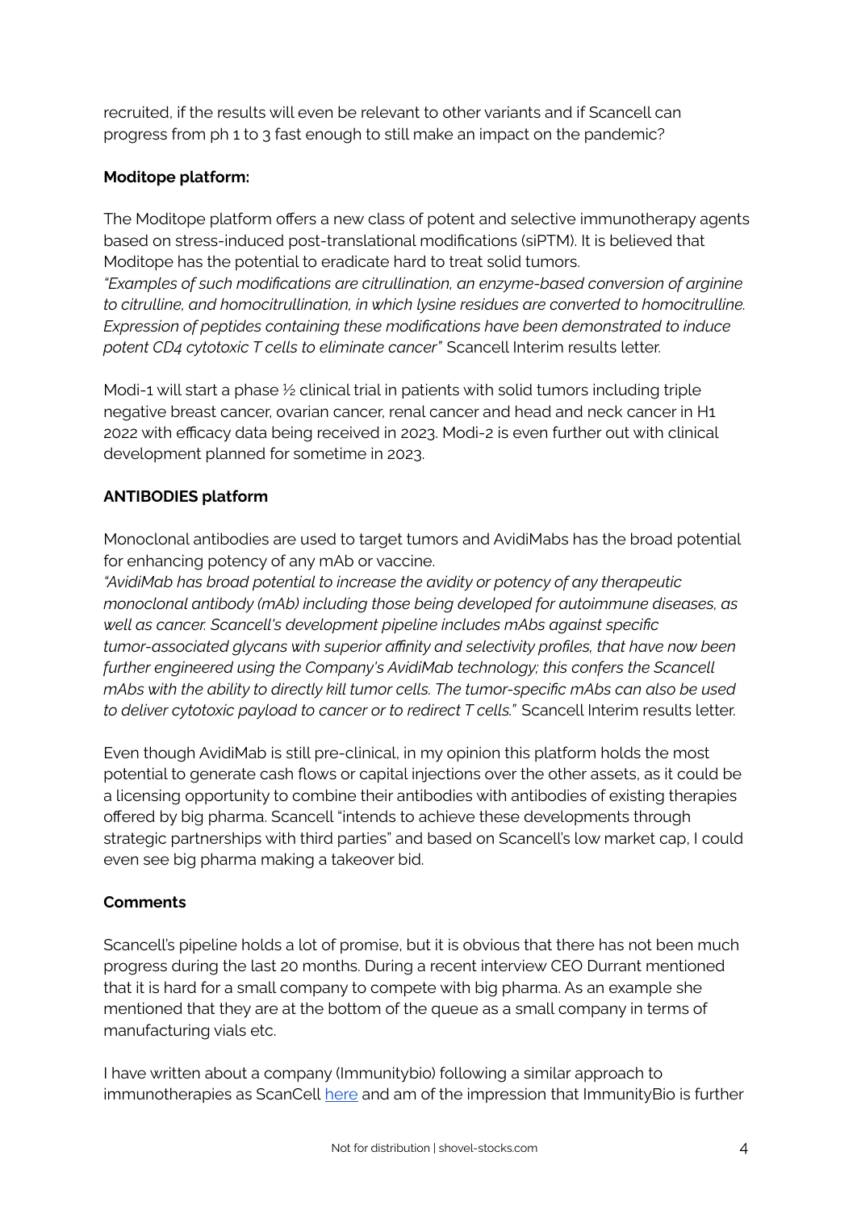recruited, if the results will even be relevant to other variants and if Scancell can progress from ph 1 to 3 fast enough to still make an impact on the pandemic?

**Moditope platform:**

The Moditope platform offers a new class of potent and selective immunotherapy agents based on stress-induced post-translational modifications (siPTM). It is believed that Moditope has the potential to eradicate hard to treat solid tumors.
*"Examples of such modifications are citrullination, an enzyme-based conversion of arginine to citrulline, and homocitrullination, in which lysine residues are converted to homocitrulline. Expression of peptides containing these modifications have been demonstrated to induce potent CD4 cytotoxic T cells to eliminate cancer"* Scancell Interim results letter.

Modi-1 will start a phase ½ clinical trial in patients with solid tumors including triple negative breast cancer, ovarian cancer, renal cancer and head and neck cancer in H1 2022 with efficacy data being received in 2023. Modi-2 is even further out with clinical development planned for sometime in 2023.

**ANTIBODIES platform**

Monoclonal antibodies are used to target tumors and AvidiMabs has the broad potential for enhancing potency of any mAb or vaccine.
*"AvidiMab has broad potential to increase the avidity or potency of any therapeutic monoclonal antibody (mAb) including those being developed for autoimmune diseases, as well as cancer. Scancell's development pipeline includes mAbs against specific tumor-associated glycans with superior affinity and selectivity profiles, that have now been further engineered using the Company's AvidiMab technology; this confers the Scancell mAbs with the ability to directly kill tumor cells. The tumor-specific mAbs can also be used to deliver cytotoxic payload to cancer or to redirect T cells."* Scancell Interim results letter.

Even though AvidiMab is still pre-clinical, in my opinion this platform holds the most potential to generate cash flows or capital injections over the other assets, as it could be a licensing opportunity to combine their antibodies with antibodies of existing therapies offered by big pharma. Scancell "intends to achieve these developments through strategic partnerships with third parties" and based on Scancell's low market cap, I could even see big pharma making a takeover bid.

**Comments**

Scancell's pipeline holds a lot of promise, but it is obvious that there has not been much progress during the last 20 months. During a recent interview CEO Durrant mentioned that it is hard for a small company to compete with big pharma. As an example she mentioned that they are at the bottom of the queue as a small company in terms of manufacturing vials etc.

I have written about a company (Immunitybio) following a similar approach to immunotherapies as ScanCell here and am of the impression that ImmunityBio is further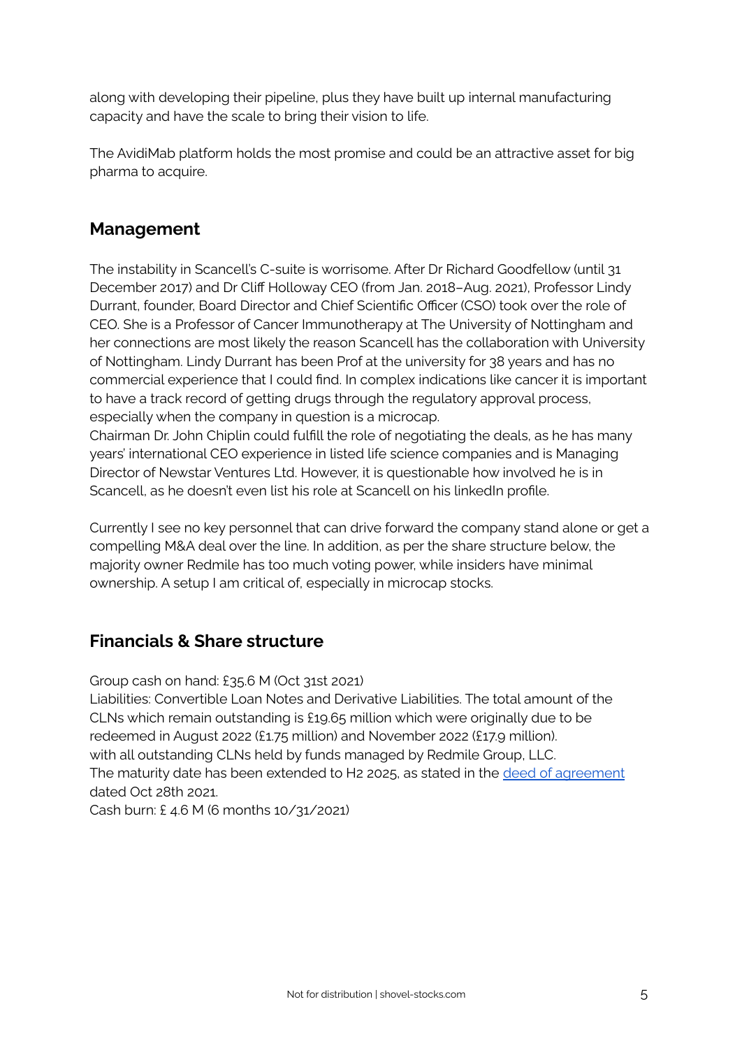along with developing their pipeline, plus they have built up internal manufacturing capacity and have the scale to bring their vision to life.

The AvidiMab platform holds the most promise and could be an attractive asset for big pharma to acquire.

## Management

The instability in Scancell's C-suite is worrisome. After Dr Richard Goodfellow (until 31 December 2017) and Dr Cliff Holloway CEO (from Jan. 2018–Aug. 2021), Professor Lindy Durrant, founder, Board Director and Chief Scientific Officer (CSO) took over the role of CEO. She is a Professor of Cancer Immunotherapy at The University of Nottingham and her connections are most likely the reason Scancell has the collaboration with University of Nottingham. Lindy Durrant has been Prof at the university for 38 years and has no commercial experience that I could find. In complex indications like cancer it is important to have a track record of getting drugs through the regulatory approval process, especially when the company in question is a microcap.
Chairman Dr. John Chiplin could fulfill the role of negotiating the deals, as he has many years' international CEO experience in listed life science companies and is Managing Director of Newstar Ventures Ltd. However, it is questionable how involved he is in Scancell, as he doesn't even list his role at Scancell on his linkedIn profile.

Currently I see no key personnel that can drive forward the company stand alone or get a compelling M&A deal over the line. In addition, as per the share structure below, the majority owner Redmile has too much voting power, while insiders have minimal ownership. A setup I am critical of, especially in microcap stocks.

## Financials & Share structure

Group cash on hand: £35.6 M (Oct 31st 2021)
Liabilities: Convertible Loan Notes and Derivative Liabilities. The total amount of the CLNs which remain outstanding is £19.65 million which were originally due to be redeemed in August 2022 (£1.75 million) and November 2022 (£17.9 million). with all outstanding CLNs held by funds managed by Redmile Group, LLC.
The maturity date has been extended to H2 2025, as stated in the deed of agreement dated Oct 28th 2021.
Cash burn: £ 4.6 M (6 months 10/31/2021)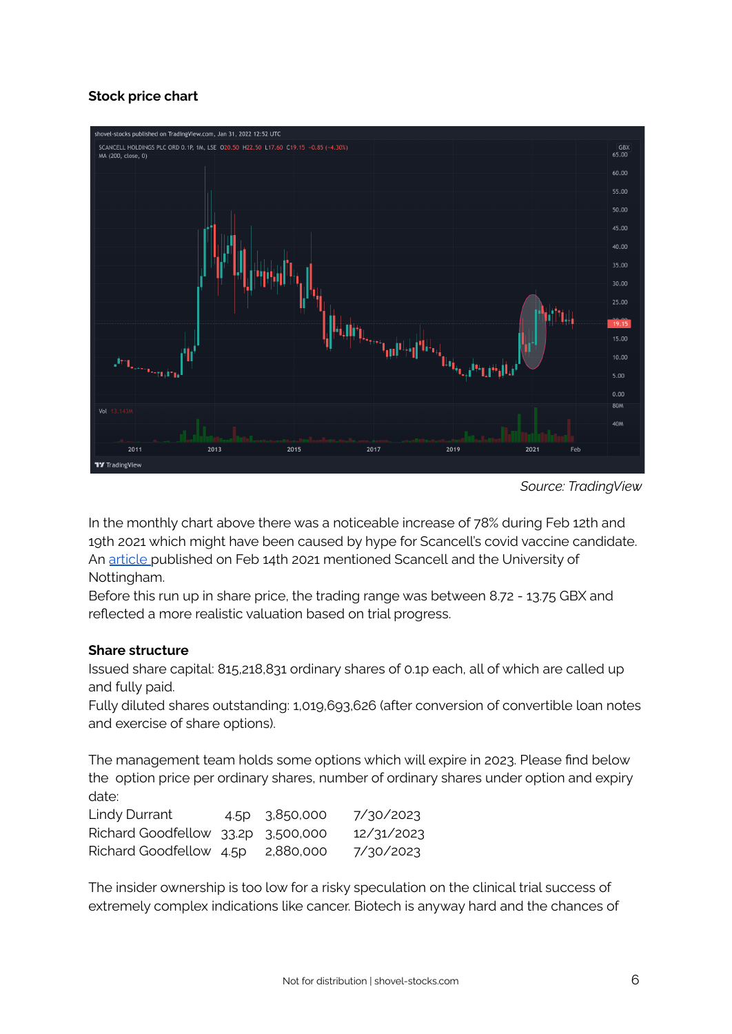**Stock price chart**

*Source: TradingView*

In the monthly chart above there was a noticeable increase of 78% during Feb 12th and 19th 2021 which might have been caused by hype for Scancell's covid vaccine candidate. An article published on Feb 14th 2021 mentioned Scancell and the University of Nottingham.
Before this run up in share price, the trading range was between 8.72 - 13.75 GBX and reflected a more realistic valuation based on trial progress.

**Share structure**
Issued share capital: 815,218,831 ordinary shares of 0.1p each, all of which are called up and fully paid.
Fully diluted shares outstanding: 1,019,693,626 (after conversion of convertible loan notes and exercise of share options).

The management team holds some options which will expire in 2023. Please find below the option price per ordinary shares, number of ordinary shares under option and expiry date:

| | | | |
|---|---|---|---|
| Lindy Durrant | 4.5p | 3,850,000 | 7/30/2023 |
| Richard Goodfellow | 33.2p | 3,500,000 | 12/31/2023 |
| Richard Goodfellow | 4.5p | 2,880,000 | 7/30/2023 |

The insider ownership is too low for a risky speculation on the clinical trial success of extremely complex indications like cancer. Biotech is anyway hard and the chances of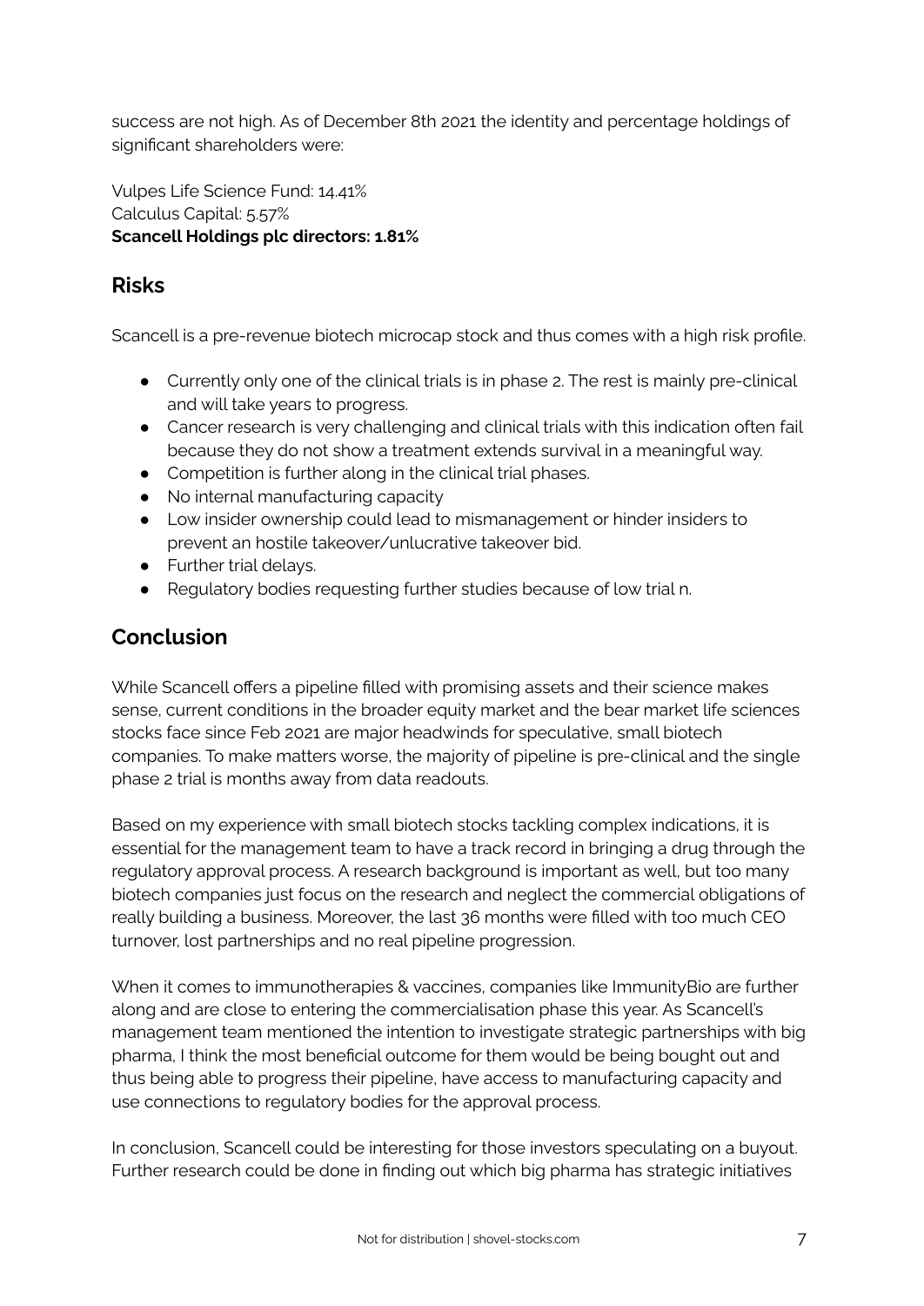success are not high. As of December 8th 2021 the identity and percentage holdings of significant shareholders were:

Vulpes Life Science Fund: 14.41%
Calculus Capital: 5.57%
**Scancell Holdings plc directors: 1.81%**

## Risks

Scancell is a pre-revenue biotech microcap stock and thus comes with a high risk profile.

- Currently only one of the clinical trials is in phase 2. The rest is mainly pre-clinical and will take years to progress.
- Cancer research is very challenging and clinical trials with this indication often fail because they do not show a treatment extends survival in a meaningful way.
- Competition is further along in the clinical trial phases.
- No internal manufacturing capacity
- Low insider ownership could lead to mismanagement or hinder insiders to prevent an hostile takeover/unlucrative takeover bid.
- Further trial delays.
- Regulatory bodies requesting further studies because of low trial n.

## Conclusion

While Scancell offers a pipeline filled with promising assets and their science makes sense, current conditions in the broader equity market and the bear market life sciences stocks face since Feb 2021 are major headwinds for speculative, small biotech companies. To make matters worse, the majority of pipeline is pre-clinical and the single phase 2 trial is months away from data readouts.

Based on my experience with small biotech stocks tackling complex indications, it is essential for the management team to have a track record in bringing a drug through the regulatory approval process. A research background is important as well, but too many biotech companies just focus on the research and neglect the commercial obligations of really building a business. Moreover, the last 36 months were filled with too much CEO turnover, lost partnerships and no real pipeline progression.

When it comes to immunotherapies & vaccines, companies like ImmunityBio are further along and are close to entering the commercialisation phase this year. As Scancell's management team mentioned the intention to investigate strategic partnerships with big pharma, I think the most beneficial outcome for them would be being bought out and thus being able to progress their pipeline, have access to manufacturing capacity and use connections to regulatory bodies for the approval process.

In conclusion, Scancell could be interesting for those investors speculating on a buyout. Further research could be done in finding out which big pharma has strategic initiatives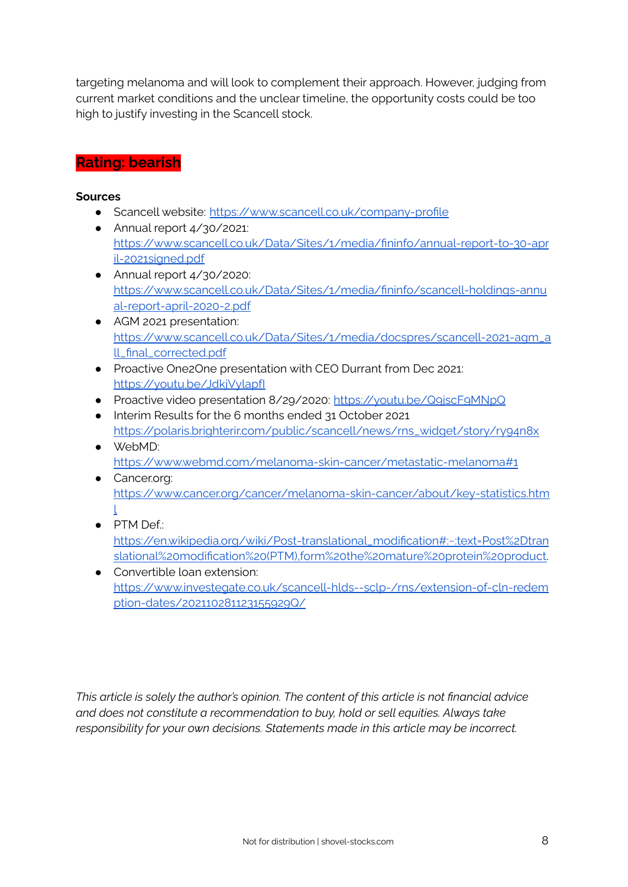targeting melanoma and will look to complement their approach. However, judging from current market conditions and the unclear timeline, the opportunity costs could be too high to justify investing in the Scancell stock.

## Rating: bearish

**Sources**

- Scancell website: https://www.scancell.co.uk/company-profile
- Annual report 4/30/2021: https://www.scancell.co.uk/Data/Sites/1/media/fininfo/annual-report-to-30-april-2021signed.pdf
- Annual report 4/30/2020: https://www.scancell.co.uk/Data/Sites/1/media/fininfo/scancell-holdings-annual-report-april-2020-2.pdf
- AGM 2021 presentation: https://www.scancell.co.uk/Data/Sites/1/media/docspres/scancell-2021-agm_all_final_corrected.pdf
- Proactive One2One presentation with CEO Durrant from Dec 2021: https://youtu.be/JdkjVylapfI
- Proactive video presentation 8/29/2020: https://youtu.be/QqjscF9MNpQ
- Interim Results for the 6 months ended 31 October 2021 https://polaris.brighterir.com/public/scancell/news/rns_widget/story/ry94n8x
- WebMD: https://www.webmd.com/melanoma-skin-cancer/metastatic-melanoma#1
- Cancer.org: https://www.cancer.org/cancer/melanoma-skin-cancer/about/key-statistics.html
- PTM Def.: https://en.wikipedia.org/wiki/Post-translational_modification#:~:text=Post%2Dtranslational%20modification%20(PTM),form%20the%20mature%20protein%20product.
- Convertible loan extension: https://www.investegate.co.uk/scancell-hlds--sclp-/rns/extension-of-cln-redemption-dates/202110281123155929Q/

*This article is solely the author's opinion. The content of this article is not financial advice and does not constitute a recommendation to buy, hold or sell equities. Always take responsibility for your own decisions. Statements made in this article may be incorrect.*